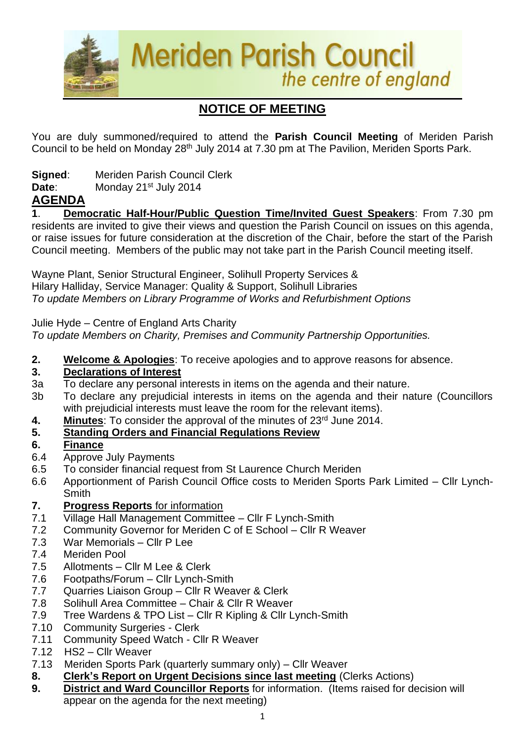# Meriden Parish Council

*the centre of england*

## NOTICE OF MEETING

You are duly summoned/required to attend the **Parish Council Meeting** of Meriden Parish Council to be held on Monday 28th July 2014 at 7.30 pm at The Pavilion, Meriden Sports Park.

**Signed**: Meriden Parish Council Clerk
**Date**: Monday 21st July 2014

## AGENDA

**1**. **Democratic Half-Hour/Public Question Time/Invited Guest Speakers**: From 7.30 pm residents are invited to give their views and question the Parish Council on issues on this agenda, or raise issues for future consideration at the discretion of the Chair, before the start of the Parish Council meeting. Members of the public may not take part in the Parish Council meeting itself.

Wayne Plant, Senior Structural Engineer, Solihull Property Services &
Hilary Halliday, Service Manager: Quality & Support, Solihull Libraries
*To update Members on Library Programme of Works and Refurbishment Options*

Julie Hyde – Centre of England Arts Charity
*To update Members on Charity, Premises and Community Partnership Opportunities.*

**2.** **Welcome & Apologies**: To receive apologies and to approve reasons for absence.

**3.** **Declarations of Interest**

3a To declare any personal interests in items on the agenda and their nature.

3b To declare any prejudicial interests in items on the agenda and their nature (Councillors with prejudicial interests must leave the room for the relevant items).

**4.** **Minutes**: To consider the approval of the minutes of 23rd June 2014.

**5.** **Standing Orders and Financial Regulations Review**

**6.** **Finance**

6.4 Approve July Payments

6.5 To consider financial request from St Laurence Church Meriden

6.6 Apportionment of Parish Council Office costs to Meriden Sports Park Limited – Cllr Lynch-Smith

**7.** **Progress Reports** for information

7.1 Village Hall Management Committee – Cllr F Lynch-Smith

7.2 Community Governor for Meriden C of E School – Cllr R Weaver

7.3 War Memorials – Cllr P Lee

7.4 Meriden Pool

7.5 Allotments – Cllr M Lee & Clerk

7.6 Footpaths/Forum – Cllr Lynch-Smith

7.7 Quarries Liaison Group – Cllr R Weaver & Clerk

7.8 Solihull Area Committee – Chair & Cllr R Weaver

7.9 Tree Wardens & TPO List – Cllr R Kipling & Cllr Lynch-Smith

7.10 Community Surgeries - Clerk

7.11 Community Speed Watch - Cllr R Weaver

7.12 HS2 – Cllr Weaver

7.13 Meriden Sports Park (quarterly summary only) – Cllr Weaver

**8.** **Clerk's Report on Urgent Decisions since last meeting** (Clerks Actions)

**9.** **District and Ward Councillor Reports** for information. (Items raised for decision will appear on the agenda for the next meeting)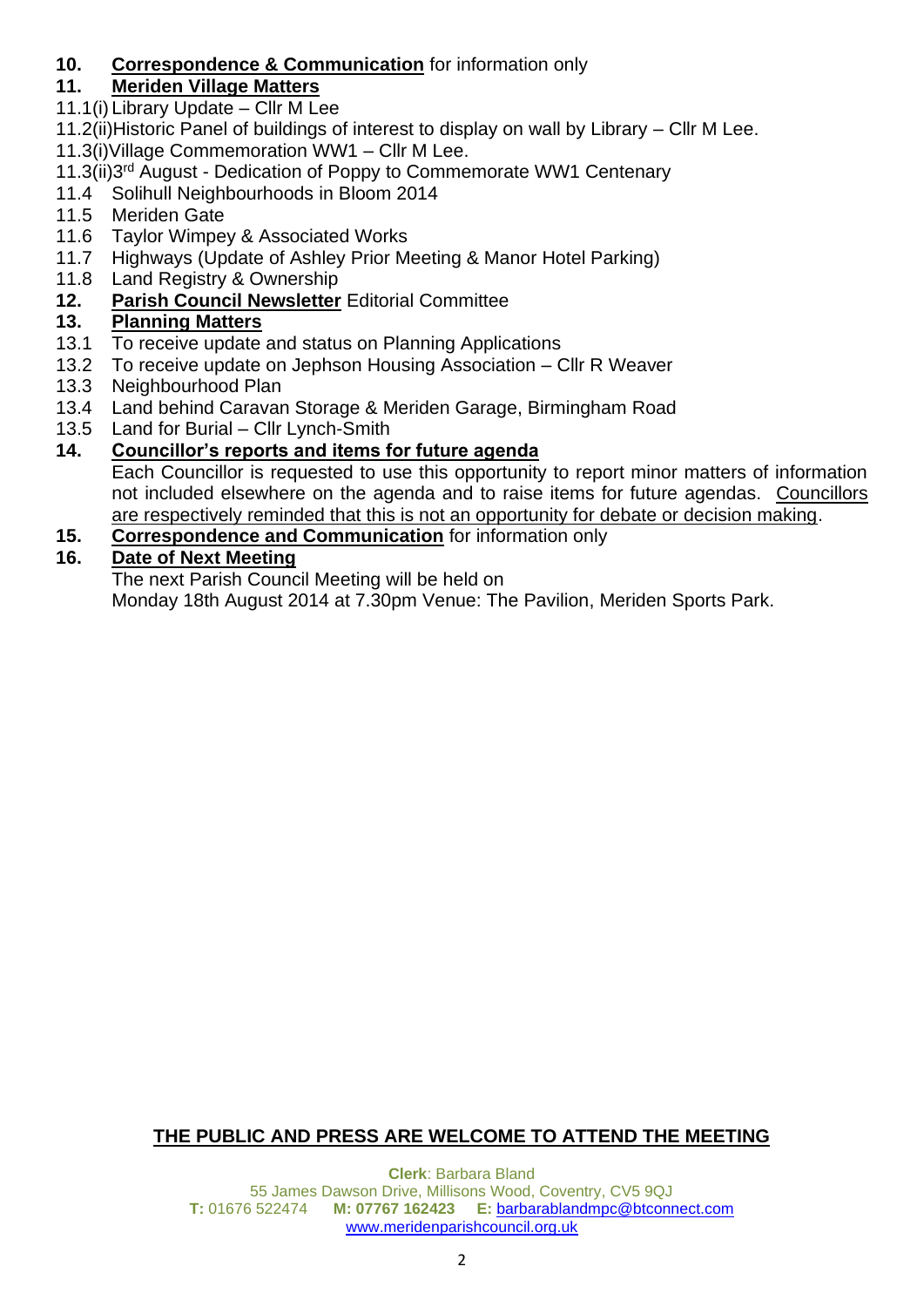**10. Correspondence & Communication** for information only

**11. Meriden Village Matters**

11.1(i) Library Update – Cllr M Lee
11.2(ii)Historic Panel of buildings of interest to display on wall by Library – Cllr M Lee.
11.3(i)Village Commemoration WW1 – Cllr M Lee.
11.3(ii)3rd August - Dedication of Poppy to Commemorate WW1 Centenary
11.4 Solihull Neighbourhoods in Bloom 2014
11.5 Meriden Gate
11.6 Taylor Wimpey & Associated Works
11.7 Highways (Update of Ashley Prior Meeting & Manor Hotel Parking)
11.8 Land Registry & Ownership

**12. Parish Council Newsletter** Editorial Committee

**13. Planning Matters**

13.1 To receive update and status on Planning Applications
13.2 To receive update on Jephson Housing Association – Cllr R Weaver
13.3 Neighbourhood Plan
13.4 Land behind Caravan Storage & Meriden Garage, Birmingham Road
13.5 Land for Burial – Cllr Lynch-Smith

**14. Councillor's reports and items for future agenda**

Each Councillor is requested to use this opportunity to report minor matters of information not included elsewhere on the agenda and to raise items for future agendas. Councillors are respectively reminded that this is not an opportunity for debate or decision making.

**15. Correspondence and Communication** for information only

**16. Date of Next Meeting**

The next Parish Council Meeting will be held on
Monday 18th August 2014 at 7.30pm Venue: The Pavilion, Meriden Sports Park.

**THE PUBLIC AND PRESS ARE WELCOME TO ATTEND THE MEETING**

**Clerk**: Barbara Bland
55 James Dawson Drive, Millisons Wood, Coventry, CV5 9QJ
**T:** 01676 522474 **M: 07767 162423 E:** barbarablandmpc@btconnect.com
www.meridenparishcouncil.org.uk